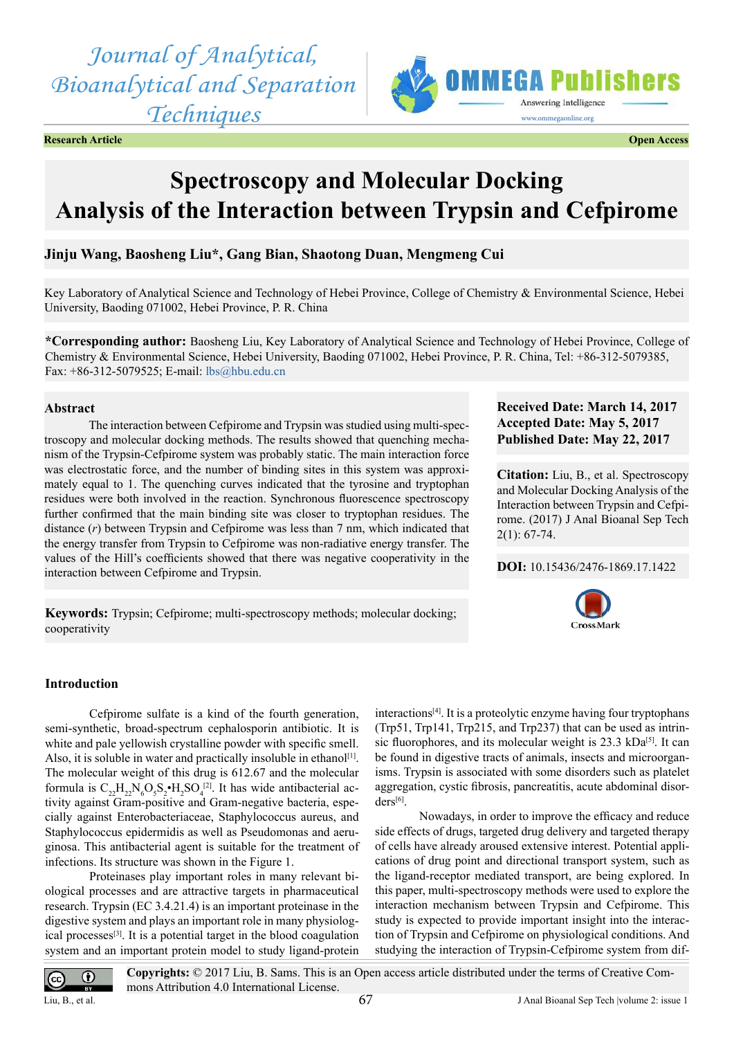Research Article

Open Access

# Spectroscopy and Molecular Docking Analysis of the Interaction between Trypsin and Cefpirome

**Jinju Wang, Baosheng Liu\*, Gang Bian, Shaotong Duan, Mengmeng Cui**

Key Laboratory of Analytical Science and Technology of Hebei Province, College of Chemistry & Environmental Science, Hebei University, Baoding 071002, Hebei Province, P. R. China

**\*Corresponding author:** Baosheng Liu, Key Laboratory of Analytical Science and Technology of Hebei Province, College of Chemistry & Environmental Science, Hebei University, Baoding 071002, Hebei Province, P. R. China, Tel: +86-312-5079385, Fax: +86-312-5079525; E-mail: lbs@hbu.edu.cn

## Abstract

The interaction between Cefpirome and Trypsin was studied using multi-spectroscopy and molecular docking methods. The results showed that quenching mechanism of the Trypsin-Cefpirome system was probably static. The main interaction force was electrostatic force, and the number of binding sites in this system was approximately equal to 1. The quenching curves indicated that the tyrosine and tryptophan residues were both involved in the reaction. Synchronous fluorescence spectroscopy further confirmed that the main binding site was closer to tryptophan residues. The distance (*r*) between Trypsin and Cefpirome was less than 7 nm, which indicated that the energy transfer from Trypsin to Cefpirome was non-radiative energy transfer. The values of the Hill's coefficients showed that there was negative cooperativity in the interaction between Cefpirome and Trypsin.

**Keywords:** Trypsin; Cefpirome; multi-spectroscopy methods; molecular docking; cooperativity

**Received Date: March 14, 2017**
**Accepted Date: May 5, 2017**
**Published Date: May 22, 2017**

**Citation:** Liu, B., et al. Spectroscopy and Molecular Docking Analysis of the Interaction between Trypsin and Cefpirome. (2017) J Anal Bioanal Sep Tech 2(1): 67-74.

**DOI:** 10.15436/2476-1869.17.1422

## Introduction

Cefpirome sulfate is a kind of the fourth generation, semi-synthetic, broad-spectrum cephalosporin antibiotic. It is white and pale yellowish crystalline powder with specific smell. Also, it is soluble in water and practically insoluble in ethanol[1]. The molecular weight of this drug is 612.67 and the molecular formula is $C_{22}H_{22}N_6O_5S_2 \cdot H_2SO_4$[2]. It has wide antibacterial activity against Gram-positive and Gram-negative bacteria, especially against Enterobacteriaceae, Staphylococcus aureus, and Staphylococcus epidermidis as well as Pseudomonas and aeruginosa. This antibacterial agent is suitable for the treatment of infections. Its structure was shown in the Figure 1.

Proteinases play important roles in many relevant biological processes and are attractive targets in pharmaceutical research. Trypsin (EC 3.4.21.4) is an important proteinase in the digestive system and plays an important role in many physiological processes[3]. It is a potential target in the blood coagulation system and an important protein model to study ligand-protein interactions[4]. It is a proteolytic enzyme having four tryptophans (Trp51, Trp141, Trp215, and Trp237) that can be used as intrinsic fluorophores, and its molecular weight is 23.3 kDa[5]. It can be found in digestive tracts of animals, insects and microorganisms. Trypsin is associated with some disorders such as platelet aggregation, cystic fibrosis, pancreatitis, acute abdominal disorders[6].

Nowadays, in order to improve the efficacy and reduce side effects of drugs, targeted drug delivery and targeted therapy of cells have already aroused extensive interest. Potential applications of drug point and directional transport system, such as the ligand-receptor mediated transport, are being explored. In this paper, multi-spectroscopy methods were used to explore the interaction mechanism between Trypsin and Cefpirome. This study is expected to provide important insight into the interaction of Trypsin and Cefpirome on physiological conditions. And studying the interaction of Trypsin-Cefpirome system from dif-

**Copyrights:** © 2017 Liu, B. Sams. This is an Open access article distributed under the terms of Creative Commons Attribution 4.0 International License.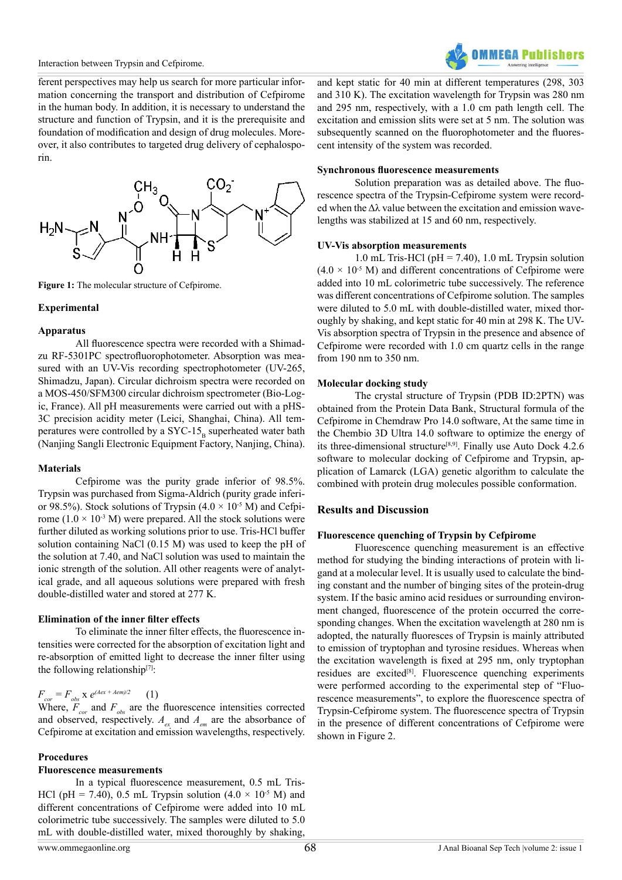ferent perspectives may help us search for more particular information concerning the transport and distribution of Cefpirome in the human body. In addition, it is necessary to understand the structure and function of Trypsin, and it is the prerequisite and foundation of modification and design of drug molecules. Moreover, it also contributes to targeted drug delivery of cephalosporin.

**Figure 1:** The molecular structure of Cefpirome.

## Experimental

### Apparatus

All fluorescence spectra were recorded with a Shimadzu RF-5301PC spectrofluorophotometer. Absorption was measured with an UV-Vis recording spectrophotometer (UV-265, Shimadzu, Japan). Circular dichroism spectra were recorded on a MOS-450/SFM300 circular dichroism spectrometer (Bio-Logic, France). All pH measurements were carried out with a pHS-3C precision acidity meter (Leici, Shanghai, China). All temperatures were controlled by a SYC-$15_B$ superheated water bath (Nanjing Sangli Electronic Equipment Factory, Nanjing, China).

### Materials

Cefpirome was the purity grade inferior of 98.5%. Trypsin was purchased from Sigma-Aldrich (purity grade inferior 98.5%). Stock solutions of Trypsin ($4.0 \times 10^{-5}$ M) and Cefpirome ($1.0 \times 10^{-3}$ M) were prepared. All the stock solutions were further diluted as working solutions prior to use. Tris-HCl buffer solution containing NaCl (0.15 M) was used to keep the pH of the solution at 7.40, and NaCl solution was used to maintain the ionic strength of the solution. All other reagents were of analytical grade, and all aqueous solutions were prepared with fresh double-distilled water and stored at 277 K.

### Elimination of the inner filter effects

To eliminate the inner filter effects, the fluorescence intensities were corrected for the absorption of excitation light and re-absorption of emitted light to decrease the inner filter using the following relationship[7]:

$$F_{cor} = F_{obs} \times e^{(A_{ex} + A_{em})/2} \quad (1)$$

Where, $F_{cor}$ and $F_{obs}$ are the fluorescence intensities corrected and observed, respectively. $A_{ex}$ and $A_{em}$ are the absorbance of Cefpirome at excitation and emission wavelengths, respectively.

### Procedures

#### Fluorescence measurements

In a typical fluorescence measurement, 0.5 mL Tris-HCl (pH = 7.40), 0.5 mL Trypsin solution ($4.0 \times 10^{-5}$ M) and different concentrations of Cefpirome were added into 10 mL colorimetric tube successively. The samples were diluted to 5.0 mL with double-distilled water, mixed thoroughly by shaking, and kept static for 40 min at different temperatures (298, 303 and 310 K). The excitation wavelength for Trypsin was 280 nm and 295 nm, respectively, with a 1.0 cm path length cell. The excitation and emission slits were set at 5 nm. The solution was subsequently scanned on the fluorophotometer and the fluorescent intensity of the system was recorded.

#### Synchronous fluorescence measurements

Solution preparation was as detailed above. The fluorescence spectra of the Trypsin-Cefpirome system were recorded when the Δλ value between the excitation and emission wavelengths was stabilized at 15 and 60 nm, respectively.

#### UV-Vis absorption measurements

1.0 mL Tris-HCl (pH = 7.40), 1.0 mL Trypsin solution ($4.0 \times 10^{-5}$ M) and different concentrations of Cefpirome were added into 10 mL colorimetric tube successively. The reference was different concentrations of Cefpirome solution. The samples were diluted to 5.0 mL with double-distilled water, mixed thoroughly by shaking, and kept static for 40 min at 298 K. The UV-Vis absorption spectra of Trypsin in the presence and absence of Cefpirome were recorded with 1.0 cm quartz cells in the range from 190 nm to 350 nm.

#### Molecular docking study

The crystal structure of Trypsin (PDB ID:2PTN) was obtained from the Protein Data Bank, Structural formula of the Cefpirome in Chemdraw Pro 14.0 software, At the same time in the Chembio 3D Ultra 14.0 software to optimize the energy of its three-dimensional structure[8,9]. Finally use Auto Dock 4.2.6 software to molecular docking of Cefpirome and Trypsin, application of Lamarck (LGA) genetic algorithm to calculate the combined with protein drug molecules possible conformation.

## Results and Discussion

### Fluorescence quenching of Trypsin by Cefpirome

Fluorescence quenching measurement is an effective method for studying the binding interactions of protein with ligand at a molecular level. It is usually used to calculate the binding constant and the number of binging sites of the protein-drug system. If the basic amino acid residues or surrounding environment changed, fluorescence of the protein occurred the corresponding changes. When the excitation wavelength at 280 nm is adopted, the naturally fluoresces of Trypsin is mainly attributed to emission of tryptophan and tyrosine residues. Whereas when the excitation wavelength is fixed at 295 nm, only tryptophan residues are excited[8]. Fluorescence quenching experiments were performed according to the experimental step of "Fluorescence measurements", to explore the fluorescence spectra of Trypsin-Cefpirome system. The fluorescence spectra of Trypsin in the presence of different concentrations of Cefpirome were shown in Figure 2.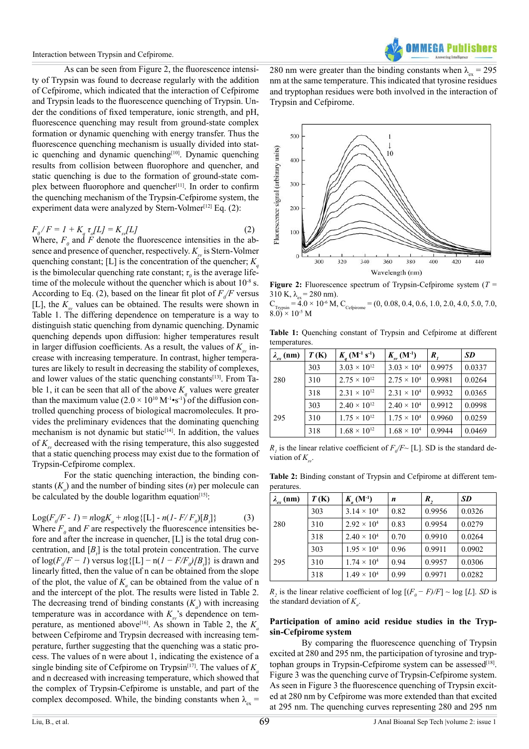As can be seen from Figure 2, the fluorescence intensity of Trypsin was found to decrease regularly with the addition of Cefpirome, which indicated that the interaction of Cefpirome and Trypsin leads to the fluorescence quenching of Trypsin. Under the conditions of fixed temperature, ionic strength, and pH, fluorescence quenching may result from ground-state complex formation or dynamic quenching with energy transfer. Thus the fluorescence quenching mechanism is usually divided into static quenching and dynamic quenching[10]. Dynamic quenching results from collision between fluorophore and quencher, and static quenching is due to the formation of ground-state complex between fluorophore and quencher[11]. In order to confirm the quenching mechanism of the Trypsin-Cefpirome system, the experiment data were analyzed by Stern-Volmer[12] Eq. (2):

$$F_0/F = 1 + K_q\,\tau_0[L] = K_{sv}[L] \quad (2)$$

Where, $F_0$ and $F$ denote the fluorescence intensities in the absence and presence of quencher, respectively. $K_{sv}$ is Stern-Volmer quenching constant; [L] is the concentration of the quencher; $K_q$ is the bimolecular quenching rate constant; $\tau_0$ is the average lifetime of the molecule without the quencher which is about $10^{-8}$ s. According to Eq. (2), based on the linear fit plot of $F_0/F$ versus [L], the $K_{sv}$ values can be obtained. The results were shown in Table 1. The differing dependence on temperature is a way to distinguish static quenching from dynamic quenching. Dynamic quenching depends upon diffusion: higher temperatures result in larger diffusion coefficients. As a result, the values of $K_{sv}$ increase with increasing temperature. In contrast, higher temperatures are likely to result in decreasing the stability of complexes, and lower values of the static quenching constants[13]. From Table 1, it can be seen that all of the above $K_q$ values were greater than the maximum value ($2.0 \times 10^{10}$ $M^{-1}{\bullet}s^{-1}$) of the diffusion controlled quenching process of biological macromolecules. It provides the preliminary evidences that the dominating quenching mechanism is not dynamic but static[14]. In addition, the values of $K_{sv}$ decreased with the rising temperature, this also suggested that a static quenching process may exist due to the formation of Trypsin-Cefpirome complex.

For the static quenching interaction, the binding constants ($K_a$) and the number of binding sites ($n$) per molecule can be calculated by the double logarithm equation[15]:

$$\mathrm{Log}(F_0/F - 1) = n\log K_a + n\log\{[\mathrm{L}] - n(1 - F/F_0)[B_t]\} \quad (3)$$

Where $F_0$ and $F$ are respectively the fluorescence intensities before and after the increase in quencher, [L] is the total drug concentration, and $[B_t]$ is the total protein concentration. The curve of $\log(F_0/F - 1)$ versus $\log\{[\mathrm{L}] - \mathrm{n}(1 - F/F_0)[B_t]\}$ is drawn and linearly fitted, then the value of n can be obtained from the slope of the plot, the value of $K_a$ can be obtained from the value of n and the intercept of the plot. The results were listed in Table 2. The decreasing trend of binding constants ($K_a$) with increasing temperature was in accordance with $K_{sv}$'s dependence on temperature, as mentioned above[16]. As shown in Table 2, the $K_a$ between Cefpirome and Trypsin decreased with increasing temperature, further suggesting that the quenching was a static process. The values of n were about 1, indicating the existence of a single binding site of Cefpirome on Trypsin[17]. The values of $K_a$ and n decreased with increasing temperature, which showed that the complex of Trypsin-Cefpirome is unstable, and part of the complex decomposed. While, the binding constants when $\lambda_{ex}$ = 280 nm were greater than the binding constants when $\lambda_{ex}$ = 295 nm at the same temperature. This indicated that tyrosine residues and tryptophan residues were both involved in the interaction of Trypsin and Cefpirome.

**Figure 2:** Fluorescence spectrum of Trypsin-Cefpirome system ($T$ = 310 K, $\lambda_{ex}$ = 280 nm).
$C_{Trypsin} = 4.0 \times 10^{-6}$ M, $C_{Cefpirome}$ = (0, 0.08, 0.4, 0.6, 1.0, 2.0, 4.0, 5.0, 7.0, 8.0) $\times 10^{-5}$ M

**Table 1:** Quenching constant of Trypsin and Cefpirome at different temperatures.

| $\lambda_{ex}$ (nm) | $T$ (K) | $K_q$ ($M^{-1}$ $s^{-1}$) | $K_{sv}$ ($M^{-1}$) | $R_1$ | SD |
|---|---|---|---|---|---|
| 280 | 303 | $3.03 \times 10^{12}$ | $3.03 \times 10^4$ | 0.9975 | 0.0337 |
| | 310 | $2.75 \times 10^{12}$ | $2.75 \times 10^4$ | 0.9981 | 0.0264 |
| | 318 | $2.31 \times 10^{12}$ | $2.31 \times 10^4$ | 0.9932 | 0.0365 |
| 295 | 303 | $2.40 \times 10^{12}$ | $2.40 \times 10^4$ | 0.9912 | 0.0998 |
| | 310 | $1.75 \times 10^{12}$ | $1.75 \times 10^4$ | 0.9960 | 0.0259 |
| | 318 | $1.68 \times 10^{12}$ | $1.68 \times 10^4$ | 0.9944 | 0.0469 |

$R_1$ is the linear relative coefficient of $F_0/F$~ [L]. SD is the standard deviation of $K_{sv}$.

**Table 2:** Binding constant of Trypsin and Cefpirome at different temperatures.

| $\lambda_{ex}$ (nm) | $T$ (K) | $K_a$ ($M^{-1}$) | $n$ | $R_2$ | SD |
|---|---|---|---|---|---|
| 280 | 303 | $3.14 \times 10^4$ | 0.82 | 0.9956 | 0.0326 |
| | 310 | $2.92 \times 10^4$ | 0.83 | 0.9954 | 0.0279 |
| | 318 | $2.40 \times 10^4$ | 0.70 | 0.9910 | 0.0264 |
| 295 | 303 | $1.95 \times 10^4$ | 0.96 | 0.9911 | 0.0902 |
| | 310 | $1.74 \times 10^4$ | 0.94 | 0.9957 | 0.0306 |
| | 318 | $1.49 \times 10^4$ | 0.99 | 0.9971 | 0.0282 |

$R_2$ is the linear relative coefficient of log $[(F_0 - F)/F]$ ~ log $[L]$. $SD$ is the standard deviation of $K_a$.

### Participation of amino acid residue studies in the Trypsin-Cefpirome system

By comparing the fluorescence quenching of Trypsin excited at 280 and 295 nm, the participation of tyrosine and tryptophan groups in Trypsin-Cefpirome system can be assessed[18]. Figure 3 was the quenching curve of Trypsin-Cefpirome system. As seen in Figure 3 the fluorescence quenching of Trypsin excited at 280 nm by Cefpirome was more extended than that excited at 295 nm. The quenching curves representing 280 and 295 nm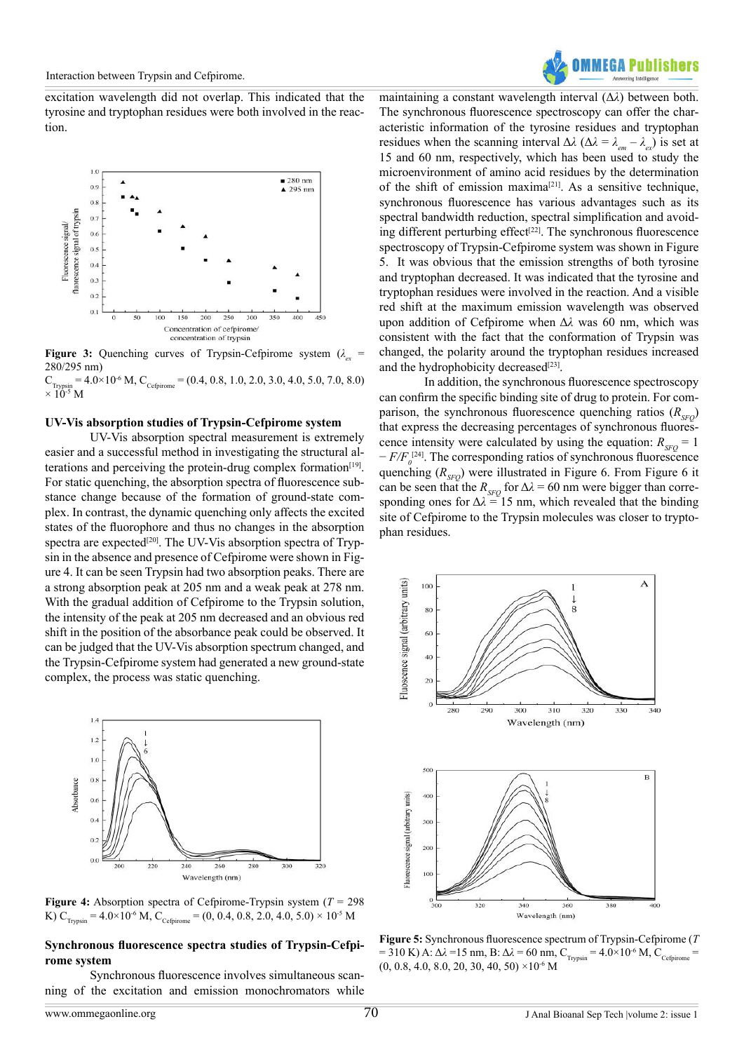excitation wavelength did not overlap. This indicated that the tyrosine and tryptophan residues were both involved in the reaction.

**Figure 3:** Quenching curves of Trypsin-Cefpirome system ($\lambda_{ex}$ = 280/295 nm)
$C_{Trypsin} = 4.0\times10^{-6}$ M, $C_{Cefpirome} = (0.4, 0.8, 1.0, 2.0, 3.0, 4.0, 5.0, 7.0, 8.0) \times 10^{-5}$ M

### UV-Vis absorption studies of Trypsin-Cefpirome system

UV-Vis absorption spectral measurement is extremely easier and a successful method in investigating the structural alterations and perceiving the protein-drug complex formation[19]. For static quenching, the absorption spectra of fluorescence substance change because of the formation of ground-state complex. In contrast, the dynamic quenching only affects the excited states of the fluorophore and thus no changes in the absorption spectra are expected[20]. The UV-Vis absorption spectra of Trypsin in the absence and presence of Cefpirome were shown in Figure 4. It can be seen Trypsin had two absorption peaks. There are a strong absorption peak at 205 nm and a weak peak at 278 nm. With the gradual addition of Cefpirome to the Trypsin solution, the intensity of the peak at 205 nm decreased and an obvious red shift in the position of the absorbance peak could be observed. It can be judged that the UV-Vis absorption spectrum changed, and the Trypsin-Cefpirome system had generated a new ground-state complex, the process was static quenching.

**Figure 4:** Absorption spectra of Cefpirome-Trypsin system ($T$ = 298 K) $C_{Trypsin} = 4.0\times10^{-6}$ M, $C_{Cefpirome} = (0, 0.4, 0.8, 2.0, 4.0, 5.0) \times 10^{-5}$ M

### Synchronous fluorescence spectra studies of Trypsin-Cefpirome system

Synchronous fluorescence involves simultaneous scanning of the excitation and emission monochromators while maintaining a constant wavelength interval ($\Delta\lambda$) between both. The synchronous fluorescence spectroscopy can offer the characteristic information of the tyrosine residues and tryptophan residues when the scanning interval $\Delta\lambda$ ($\Delta\lambda = \lambda_{em} - \lambda_{ex}$) is set at 15 and 60 nm, respectively, which has been used to study the microenvironment of amino acid residues by the determination of the shift of emission maxima[21]. As a sensitive technique, synchronous fluorescence has various advantages such as its spectral bandwidth reduction, spectral simplification and avoiding different perturbing effect[22]. The synchronous fluorescence spectroscopy of Trypsin-Cefpirome system was shown in Figure 5. It was obvious that the emission strengths of both tyrosine and tryptophan decreased. It was indicated that the tyrosine and tryptophan residues were involved in the reaction. And a visible red shift at the maximum emission wavelength was observed upon addition of Cefpirome when $\Delta\lambda$ was 60 nm, which was consistent with the fact that the conformation of Trypsin was changed, the polarity around the tryptophan residues increased and the hydrophobicity decreased[23].

In addition, the synchronous fluorescence spectroscopy can confirm the specific binding site of drug to protein. For comparison, the synchronous fluorescence quenching ratios ($R_{SFQ}$) that express the decreasing percentages of synchronous fluorescence intensity were calculated by using the equation: $R_{SFQ} = 1 - F/F_0$[24]. The corresponding ratios of synchronous fluorescence quenching ($R_{SFQ}$) were illustrated in Figure 6. From Figure 6 it can be seen that the $R_{SFQ}$ for $\Delta\lambda$ = 60 nm were bigger than corresponding ones for $\Delta\lambda$ = 15 nm, which revealed that the binding site of Cefpirome to the Trypsin molecules was closer to tryptophan residues.

**Figure 5:** Synchronous fluorescence spectrum of Trypsin-Cefpirome ($T$ = 310 K) A: $\Delta\lambda$ =15 nm, B: $\Delta\lambda$ = 60 nm, $C_{Trypsin} = 4.0\times10^{-6}$ M, $C_{Cefpirome}$ = (0, 0.8, 4.0, 8.0, 20, 30, 40, 50) $\times10^{-6}$ M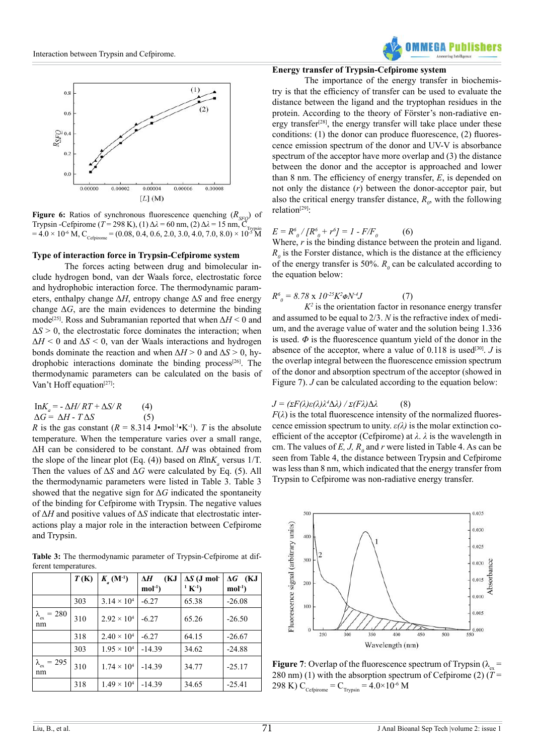Figure 6: Ratios of synchronous fluorescence quenching ($R_{SFQ}$) of Trypsin -Cefpirome ($T$ = 298 K), (1) $\Delta\lambda$ = 60 nm, (2) $\Delta\lambda$ = 15 nm, $C_{Trypsin}$ = 4.0 × 10$^{-6}$ M, $C_{Cefpirome}$ = (0.08, 0.4, 0.6, 2.0, 3.0, 4.0, 7.0, 8.0) × 10$^{-5}$ M

### Type of interaction force in Trypsin-Cefpirome system

The forces acting between drug and bimolecular include hydrogen bond, van der Waals force, electrostatic force and hydrophobic interaction force. The thermodynamic parameters, enthalpy change $\Delta H$, entropy change $\Delta S$ and free energy change $\Delta G$, are the main evidences to determine the binding mode[25]. Ross and Subramanian reported that when $\Delta H < 0$ and $\Delta S > 0$, the electrostatic force dominates the interaction; when $\Delta H < 0$ and $\Delta S < 0$, van der Waals interactions and hydrogen bonds dominate the reaction and when $\Delta H > 0$ and $\Delta S > 0$, hydrophobic interactions dominate the binding process[26]. The thermodynamic parameters can be calculated on the basis of Van't Hoff equation[27]:

$$\ln K_a = -\Delta H/RT + \Delta S/R \qquad (4)$$

$$\Delta G = \Delta H - T\Delta S \qquad (5)$$

$R$ is the gas constant ($R$ = 8.314 J•mol$^{-1}$•K$^{-1}$). $T$ is the absolute temperature. When the temperature varies over a small range, ΔH can be considered to be constant. $\Delta H$ was obtained from the slope of the linear plot (Eq. (4)) based on $R\ln K_a$ versus 1/T. Then the values of $\Delta S$ and $\Delta G$ were calculated by Eq. (5). All the thermodynamic parameters were listed in Table 3. Table 3 showed that the negative sign for $\Delta G$ indicated the spontaneity of the binding for Cefpirome with Trypsin. The negative values of $\Delta H$ and positive values of $\Delta S$ indicate that electrostatic interactions play a major role in the interaction between Cefpirome and Trypsin.

**Table 3:** The thermodynamic parameter of Trypsin-Cefpirome at different temperatures.

| | $T$ (K) | $K_a$ (M$^{-1}$) | $\Delta H$ (KJ mol$^{-1}$) | $\Delta S$ (J mol$^{-1}$ K$^{-1}$) | $\Delta G$ (KJ mol$^{-1}$) |
|---|---|---|---|---|---|
| | 303 | 3.14 × 10$^4$ | -6.27 | 65.38 | -26.08 |
| $\lambda_{ex}$ = 280 nm | 310 | 2.92 × 10$^4$ | -6.27 | 65.26 | -26.50 |
| | 318 | 2.40 × 10$^4$ | -6.27 | 64.15 | -26.67 |
| | 303 | 1.95 × 10$^4$ | -14.39 | 34.62 | -24.88 |
| $\lambda_{ex}$ = 295 nm | 310 | 1.74 × 10$^4$ | -14.39 | 34.77 | -25.17 |
| | 318 | 1.49 × 10$^4$ | -14.39 | 34.65 | -25.41 |

### Energy transfer of Trypsin-Cefpirome system

The importance of the energy transfer in biochemistry is that the efficiency of transfer can be used to evaluate the distance between the ligand and the tryptophan residues in the protein. According to the theory of Förster's non-radiative energy transfer[28], the energy transfer will take place under these conditions: (1) the donor can produce fluorescence, (2) fluorescence emission spectrum of the donor and UV-V is absorbance spectrum of the acceptor have more overlap and (3) the distance between the donor and the acceptor is approached and lower than 8 nm. The efficiency of energy transfer, $E$, is depended on not only the distance ($r$) between the donor-acceptor pair, but also the critical energy transfer distance, $R_0$, with the following relation[29]:

$$E = R_0^6 / [R_0^6 + r^6] = 1 - F/F_0 \qquad (6)$$

Where, $r$ is the binding distance between the protein and ligand. $R_0$ is the Forster distance, which is the distance at the efficiency of the energy transfer is 50%. $R_0$ can be calculated according to the equation below:

$$R_0^6 = 8.78 \times 10^{-25} K^2 \Phi N^{-4} J \qquad (7)$$

$K^2$ is the orientation factor in resonance energy transfer and assumed to be equal to 2/3. $N$ is the refractive index of medium, and the average value of water and the solution being 1.336 is used. $\Phi$ is the fluorescence quantum yield of the donor in the absence of the acceptor, where a value of 0.118 is used[30]. $J$ is the overlap integral between the fluorescence emission spectrum of the donor and absorption spectrum of the acceptor (showed in Figure 7). $J$ can be calculated according to the equation below:

$$J = (\Sigma F(\lambda)\varepsilon(\lambda)\lambda^4 \Delta\lambda) / \Sigma(F\lambda)\Delta\lambda \qquad (8)$$

$F(\lambda)$ is the total fluorescence intensity of the normalized fluorescence emission spectrum to unity. $\varepsilon(\lambda)$ is the molar extinction coefficient of the acceptor (Cefpirome) at $\lambda$. $\lambda$ is the wavelength in cm. The values of $E$, $J$, $R_0$ and $r$ were listed in Table 4. As can be seen from Table 4, the distance between Trypsin and Cefpirome was less than 8 nm, which indicated that the energy transfer from Trypsin to Cefpirome was non-radiative energy transfer.

**Figure 7**: Overlap of the fluorescence spectrum of Trypsin ($\lambda_{ex}$ = 280 nm) (1) with the absorption spectrum of Cefpirome (2) ($T$ = 298 K) $C_{Cefpirome}$ = $C_{Trypsin}$ = 4.0×10$^{-6}$ M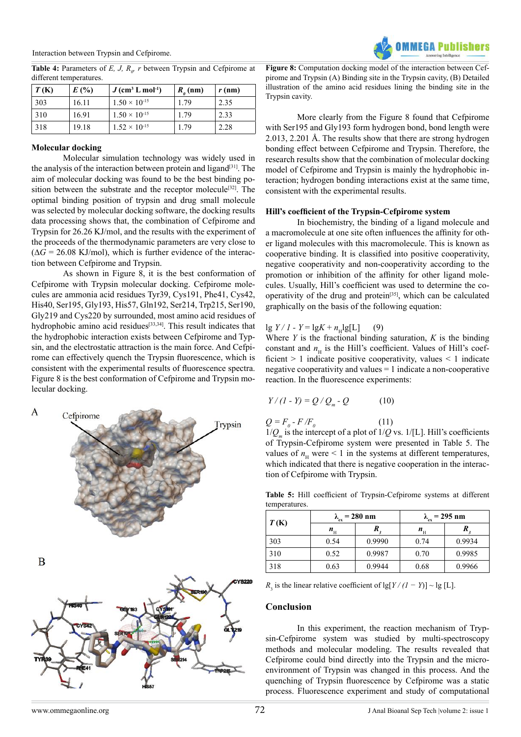**Table 4:** Parameters of $E$, $J$, $R_0$, $r$ between Trypsin and Cefpirome at different temperatures.

| $T$ (K) | $E$ (%) | $J$ ($cm^3$ L $mol^{-1}$) | $R_0$ (nm) | $r$ (nm) |
|---|---|---|---|---|
| 303 | 16.11 | $1.50 \times 10^{-15}$ | 1.79 | 2.35 |
| 310 | 16.91 | $1.50 \times 10^{-15}$ | 1.79 | 2.33 |
| 318 | 19.18 | $1.52 \times 10^{-15}$ | 1.79 | 2.28 |

### Molecular docking

Molecular simulation technology was widely used in the analysis of the interaction between protein and ligand[31]. The aim of molecular docking was found to be the best binding position between the substrate and the receptor molecule[32]. The optimal binding position of trypsin and drug small molecule was selected by molecular docking software, the docking results data processing shows that, the combination of Cefpirome and Trypsin for 26.26 KJ/mol, and the results with the experiment of the proceeds of the thermodynamic parameters are very close to ($\Delta G$ = 26.08 KJ/mol), which is further evidence of the interaction between Cefpirome and Trypsin.

As shown in Figure 8, it is the best conformation of Cefpirome with Trypsin molecular docking. Cefpirome molecules are ammonia acid residues Tyr39, Cys191, Phe41, Cys42, His40, Ser195, Gly193, His57, Gln192, Ser214, Trp215, Ser190, Gly219 and Cys220 by surrounded, most amino acid residues of hydrophobic amino acid residues[33,34]. This result indicates that the hydrophobic interaction exists between Cefpirome and Typsin, and the electrostatic attraction is the main force. And Cefpirome can effectively quench the Trypsin fluorescence, which is consistent with the experimental results of fluorescence spectra. Figure 8 is the best conformation of Cefpirome and Trypsin molecular docking.

**Figure 8:** Computation docking model of the interaction between Cefpirome and Trypsin (A) Binding site in the Trypsin cavity, (B) Detailed illustration of the amino acid residues lining the binding site in the Trypsin cavity.

More clearly from the Figure 8 found that Cefpirome with Ser195 and Gly193 form hydrogen bond, bond length were 2.013, 2.201 Å. The results show that there are strong hydrogen bonding effect between Cefpirome and Trypsin. Therefore, the research results show that the combination of molecular docking model of Cefpirome and Trypsin is mainly the hydrophobic interaction; hydrogen bonding interactions exist at the same time, consistent with the experimental results.

### Hill's coefficient of the Trypsin-Cefpirome system

In biochemistry, the binding of a ligand molecule and a macromolecule at one site often influences the affinity for other ligand molecules with this macromolecule. This is known as cooperative binding. It is classified into positive cooperativity, negative cooperativity and non-cooperativity according to the promotion or inhibition of the affinity for other ligand molecules. Usually, Hill's coefficient was used to determine the cooperativity of the drug and protein[35], which can be calculated graphically on the basis of the following equation:

$$\lg Y / 1 - Y = \lg K + n_H \lg[L] \qquad (9)$$

Where $Y$ is the fractional binding saturation, $K$ is the binding constant and $n_H$ is the Hill's coefficient. Values of Hill's coefficient > 1 indicate positive cooperativity, values < 1 indicate negative cooperativity and values = 1 indicate a non-cooperative reaction. In the fluorescence experiments:

$$Y / (1 - Y) = Q / Q_m - Q \qquad (10)$$

$$Q = F_0 - F / F_0 \qquad (11)$$

$1/Q_m$ is the intercept of a plot of $1/Q$ vs. $1/[L]$. Hill's coefficients of Trypsin-Cefpirome system were presented in Table 5. The values of $n_H$ were < 1 in the systems at different temperatures, which indicated that there is negative cooperation in the interaction of Cefpirome with Trypsin.

**Table 5:** Hill coefficient of Trypsin-Cefpirome systems at different temperatures.

| $T$ (K) | $\lambda_{ex}$ = 280 nm | | $\lambda_{ex}$ = 295 nm | |
|---|---|---|---|---|
| | $n_H$ | $R_3$ | $n_H$ | $R_3$ |
| 303 | 0.54 | 0.9990 | 0.74 | 0.9934 |
| 310 | 0.52 | 0.9987 | 0.70 | 0.9985 |
| 318 | 0.63 | 0.9944 | 0.68 | 0.9966 |

$R_3$ is the linear relative coefficient of $\lg[Y / (1 - Y)] \sim \lg$ [L].

## Conclusion

In this experiment, the reaction mechanism of Trypsin-Cefpirome system was studied by multi-spectroscopy methods and molecular modeling. The results revealed that Cefpirome could bind directly into the Trypsin and the microenvironment of Trypsin was changed in this process. And the quenching of Trypsin fluorescence by Cefpirome was a static process. Fluorescence experiment and study of computational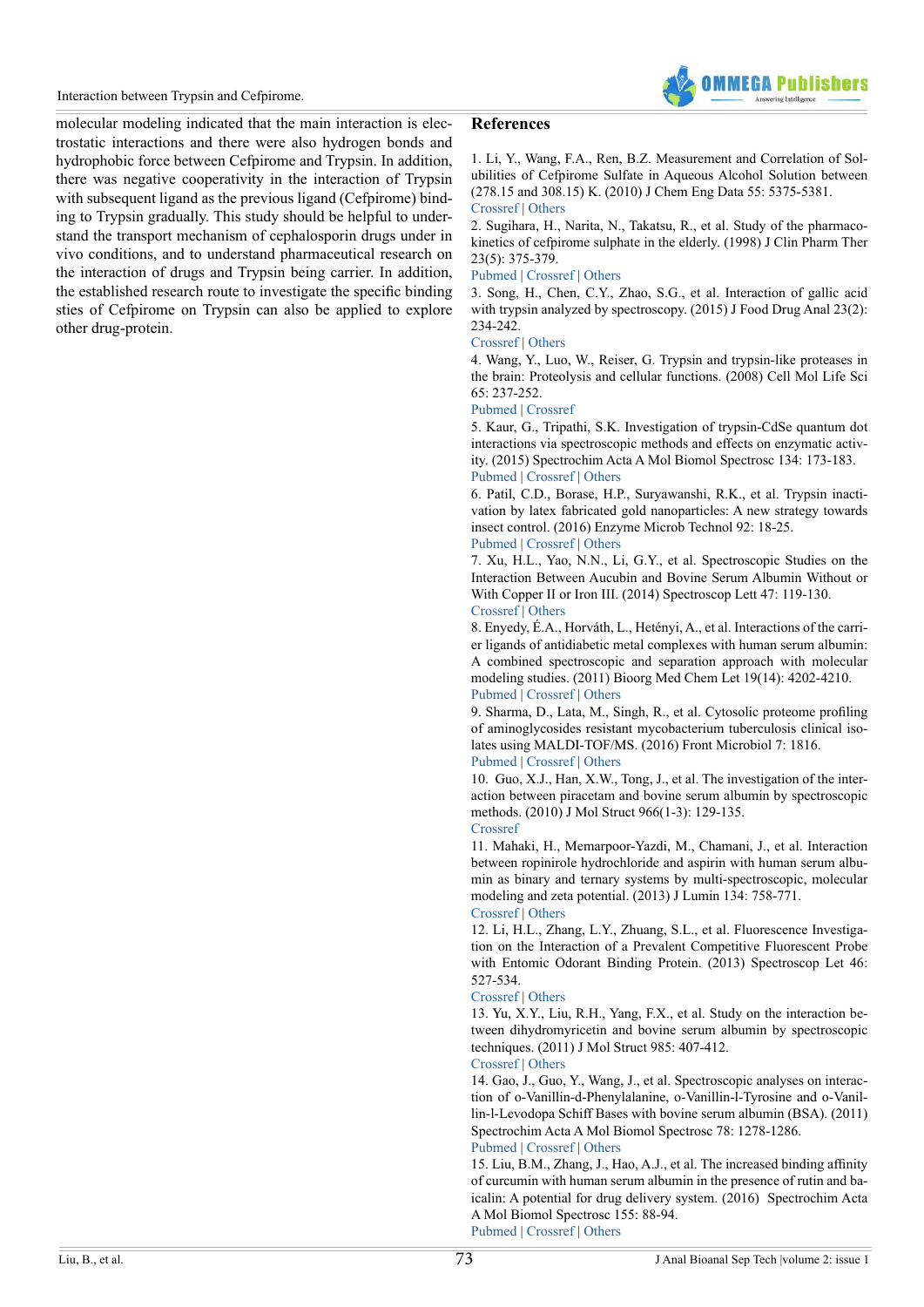molecular modeling indicated that the main interaction is electrostatic interactions and there were also hydrogen bonds and hydrophobic force between Cefpirome and Trypsin. In addition, there was negative cooperativity in the interaction of Trypsin with subsequent ligand as the previous ligand (Cefpirome) binding to Trypsin gradually. This study should be helpful to understand the transport mechanism of cephalosporin drugs under in vivo conditions, and to understand pharmaceutical research on the interaction of drugs and Trypsin being carrier. In addition, the established research route to investigate the specific binding sties of Cefpirome on Trypsin can also be applied to explore other drug-protein.

## References

1. Li, Y., Wang, F.A., Ren, B.Z. Measurement and Correlation of Solubilities of Cefpirome Sulfate in Aqueous Alcohol Solution between (278.15 and 308.15) K. (2010) J Chem Eng Data 55: 5375-5381.
Crossref | Others

2. Sugihara, H., Narita, N., Takatsu, R., et al. Study of the pharmacokinetics of cefpirome sulphate in the elderly. (1998) J Clin Pharm Ther 23(5): 375-379.
Pubmed | Crossref | Others

3. Song, H., Chen, C.Y., Zhao, S.G., et al. Interaction of gallic acid with trypsin analyzed by spectroscopy. (2015) J Food Drug Anal 23(2): 234-242.
Crossref | Others

4. Wang, Y., Luo, W., Reiser, G. Trypsin and trypsin-like proteases in the brain: Proteolysis and cellular functions. (2008) Cell Mol Life Sci 65: 237-252.
Pubmed | Crossref

5. Kaur, G., Tripathi, S.K. Investigation of trypsin-CdSe quantum dot interactions via spectroscopic methods and effects on enzymatic activity. (2015) Spectrochim Acta A Mol Biomol Spectrosc 134: 173-183.
Pubmed | Crossref | Others

6. Patil, C.D., Borase, H.P., Suryawanshi, R.K., et al. Trypsin inactivation by latex fabricated gold nanoparticles: A new strategy towards insect control. (2016) Enzyme Microb Technol 92: 18-25.
Pubmed | Crossref | Others

7. Xu, H.L., Yao, N.N., Li, G.Y., et al. Spectroscopic Studies on the Interaction Between Aucubin and Bovine Serum Albumin Without or With Copper II or Iron III. (2014) Spectroscop Lett 47: 119-130.
Crossref | Others

8. Enyedy, É.A., Horváth, L., Hetényi, A., et al. Interactions of the carrier ligands of antidiabetic metal complexes with human serum albumin: A combined spectroscopic and separation approach with molecular modeling studies. (2011) Bioorg Med Chem Let 19(14): 4202-4210.
Pubmed | Crossref | Others

9. Sharma, D., Lata, M., Singh, R., et al. Cytosolic proteome profiling of aminoglycosides resistant mycobacterium tuberculosis clinical isolates using MALDI-TOF/MS. (2016) Front Microbiol 7: 1816.
Pubmed | Crossref | Others

10. Guo, X.J., Han, X.W., Tong, J., et al. The investigation of the interaction between piracetam and bovine serum albumin by spectroscopic methods. (2010) J Mol Struct 966(1-3): 129-135.
Crossref

11. Mahaki, H., Memarpoor-Yazdi, M., Chamani, J., et al. Interaction between ropinirole hydrochloride and aspirin with human serum albumin as binary and ternary systems by multi-spectroscopic, molecular modeling and zeta potential. (2013) J Lumin 134: 758-771.
Crossref | Others

12. Li, H.L., Zhang, L.Y., Zhuang, S.L., et al. Fluorescence Investigation on the Interaction of a Prevalent Competitive Fluorescent Probe with Entomic Odorant Binding Protein. (2013) Spectroscop Let 46: 527-534.
Crossref | Others

13. Yu, X.Y., Liu, R.H., Yang, F.X., et al. Study on the interaction between dihydromyricetin and bovine serum albumin by spectroscopic techniques. (2011) J Mol Struct 985: 407-412.
Crossref | Others

14. Gao, J., Guo, Y., Wang, J., et al. Spectroscopic analyses on interaction of o-Vanillin-d-Phenylalanine, o-Vanillin-l-Tyrosine and o-Vanillin-l-Levodopa Schiff Bases with bovine serum albumin (BSA). (2011) Spectrochim Acta A Mol Biomol Spectrosc 78: 1278-1286.
Pubmed | Crossref | Others

15. Liu, B.M., Zhang, J., Hao, A.J., et al. The increased binding affinity of curcumin with human serum albumin in the presence of rutin and baicalin: A potential for drug delivery system. (2016) Spectrochim Acta A Mol Biomol Spectrosc 155: 88-94.
Pubmed | Crossref | Others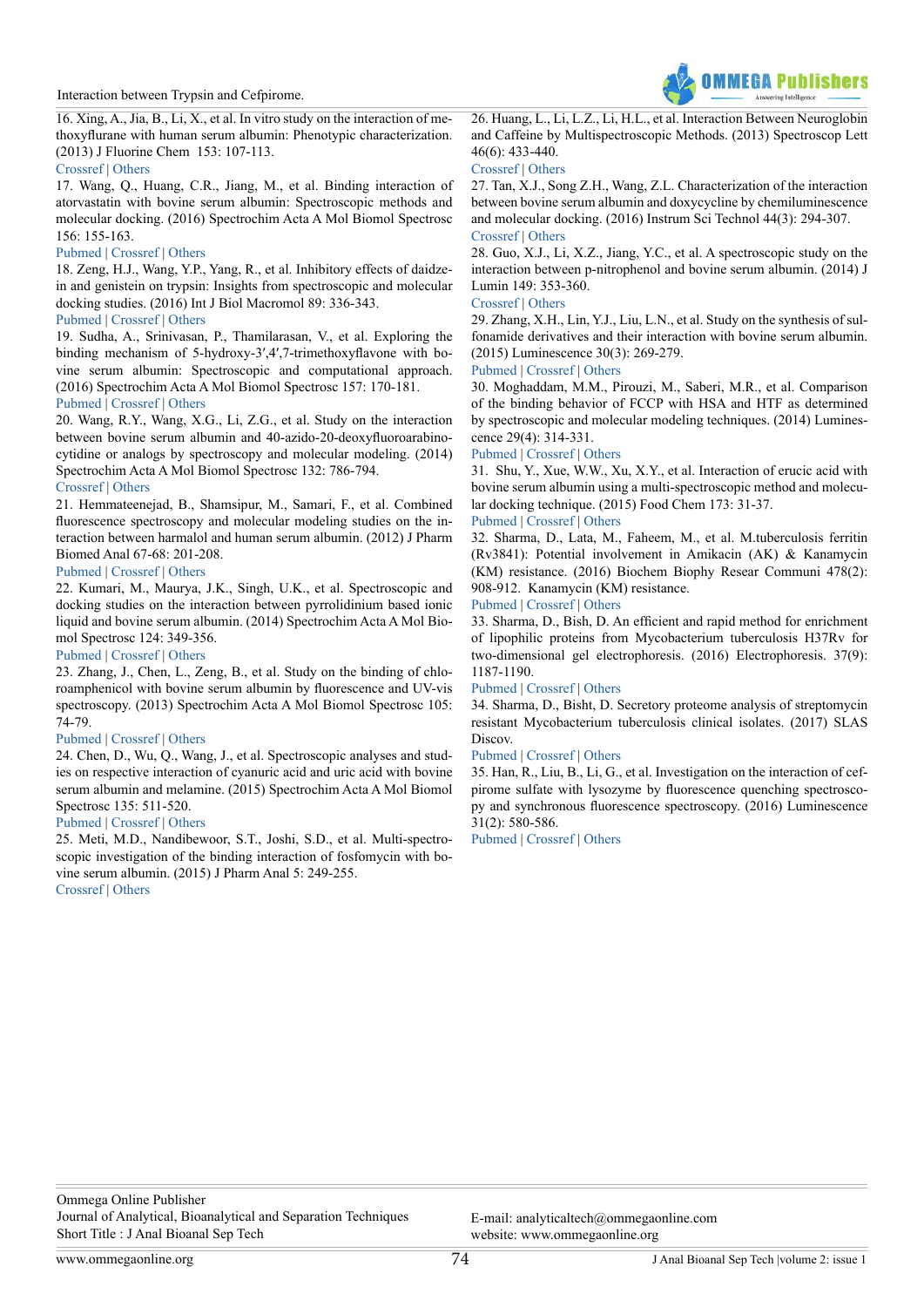16. Xing, A., Jia, B., Li, X., et al. In vitro study on the interaction of methoxyflurane with human serum albumin: Phenotypic characterization. (2013) J Fluorine Chem 153: 107-113.
Crossref | Others

17. Wang, Q., Huang, C.R., Jiang, M., et al. Binding interaction of atorvastatin with bovine serum albumin: Spectroscopic methods and molecular docking. (2016) Spectrochim Acta A Mol Biomol Spectrosc 156: 155-163.
Pubmed | Crossref | Others

18. Zeng, H.J., Wang, Y.P., Yang, R., et al. Inhibitory effects of daidzein and genistein on trypsin: Insights from spectroscopic and molecular docking studies. (2016) Int J Biol Macromol 89: 336-343.
Pubmed | Crossref | Others

19. Sudha, A., Srinivasan, P., Thamilarasan, V., et al. Exploring the binding mechanism of 5-hydroxy-3′,4′,7-trimethoxyflavone with bovine serum albumin: Spectroscopic and computational approach. (2016) Spectrochim Acta A Mol Biomol Spectrosc 157: 170-181.
Pubmed | Crossref | Others

20. Wang, R.Y., Wang, X.G., Li, Z.G., et al. Study on the interaction between bovine serum albumin and 40-azido-20-deoxyfluoroarabinocytidine or analogs by spectroscopy and molecular modeling. (2014) Spectrochim Acta A Mol Biomol Spectrosc 132: 786-794.
Crossref | Others

21. Hemmateenejad, B., Shamsipur, M., Samari, F., et al. Combined fluorescence spectroscopy and molecular modeling studies on the interaction between harmalol and human serum albumin. (2012) J Pharm Biomed Anal 67-68: 201-208.
Pubmed | Crossref | Others

22. Kumari, M., Maurya, J.K., Singh, U.K., et al. Spectroscopic and docking studies on the interaction between pyrrolidinium based ionic liquid and bovine serum albumin. (2014) Spectrochim Acta A Mol Biomol Spectrosc 124: 349-356.
Pubmed | Crossref | Others

23. Zhang, J., Chen, L., Zeng, B., et al. Study on the binding of chloroamphenicol with bovine serum albumin by fluorescence and UV-vis spectroscopy. (2013) Spectrochim Acta A Mol Biomol Spectrosc 105: 74-79.
Pubmed | Crossref | Others

24. Chen, D., Wu, Q., Wang, J., et al. Spectroscopic analyses and studies on respective interaction of cyanuric acid and uric acid with bovine serum albumin and melamine. (2015) Spectrochim Acta A Mol Biomol Spectrosc 135: 511-520.
Pubmed | Crossref | Others

25. Meti, M.D., Nandibewoor, S.T., Joshi, S.D., et al. Multi-spectroscopic investigation of the binding interaction of fosfomycin with bovine serum albumin. (2015) J Pharm Anal 5: 249-255.
Crossref | Others

26. Huang, L., Li, L.Z., Li, H.L., et al. Interaction Between Neuroglobin and Caffeine by Multispectroscopic Methods. (2013) Spectroscop Lett 46(6): 433-440.
Crossref | Others

27. Tan, X.J., Song Z.H., Wang, Z.L. Characterization of the interaction between bovine serum albumin and doxycycline by chemiluminescence and molecular docking. (2016) Instrum Sci Technol 44(3): 294-307.
Crossref | Others

28. Guo, X.J., Li, X.Z., Jiang, Y.C., et al. A spectroscopic study on the interaction between p-nitrophenol and bovine serum albumin. (2014) J Lumin 149: 353-360.
Crossref | Others

29. Zhang, X.H., Lin, Y.J., Liu, L.N., et al. Study on the synthesis of sulfonamide derivatives and their interaction with bovine serum albumin. (2015) Luminescence 30(3): 269-279.
Pubmed | Crossref | Others

30. Moghaddam, M.M., Pirouzi, M., Saberi, M.R., et al. Comparison of the binding behavior of FCCP with HSA and HTF as determined by spectroscopic and molecular modeling techniques. (2014) Luminescence 29(4): 314-331.
Pubmed | Crossref | Others

31. Shu, Y., Xue, W.W., Xu, X.Y., et al. Interaction of erucic acid with bovine serum albumin using a multi-spectroscopic method and molecular docking technique. (2015) Food Chem 173: 31-37.
Pubmed | Crossref | Others

32. Sharma, D., Lata, M., Faheem, M., et al. M.tuberculosis ferritin (Rv3841): Potential involvement in Amikacin (AK) & Kanamycin (KM) resistance. (2016) Biochem Biophy Resear Communi 478(2): 908-912. Kanamycin (KM) resistance.
Pubmed | Crossref | Others

33. Sharma, D., Bish, D. An efficient and rapid method for enrichment of lipophilic proteins from Mycobacterium tuberculosis H37Rv for two-dimensional gel electrophoresis. (2016) Electrophoresis. 37(9): 1187-1190.
Pubmed | Crossref | Others

34. Sharma, D., Bisht, D. Secretory proteome analysis of streptomycin resistant Mycobacterium tuberculosis clinical isolates. (2017) SLAS Discov.
Pubmed | Crossref | Others

35. Han, R., Liu, B., Li, G., et al. Investigation on the interaction of cefpirome sulfate with lysozyme by fluorescence quenching spectroscopy and synchronous fluorescence spectroscopy. (2016) Luminescence 31(2): 580-586.
Pubmed | Crossref | Others